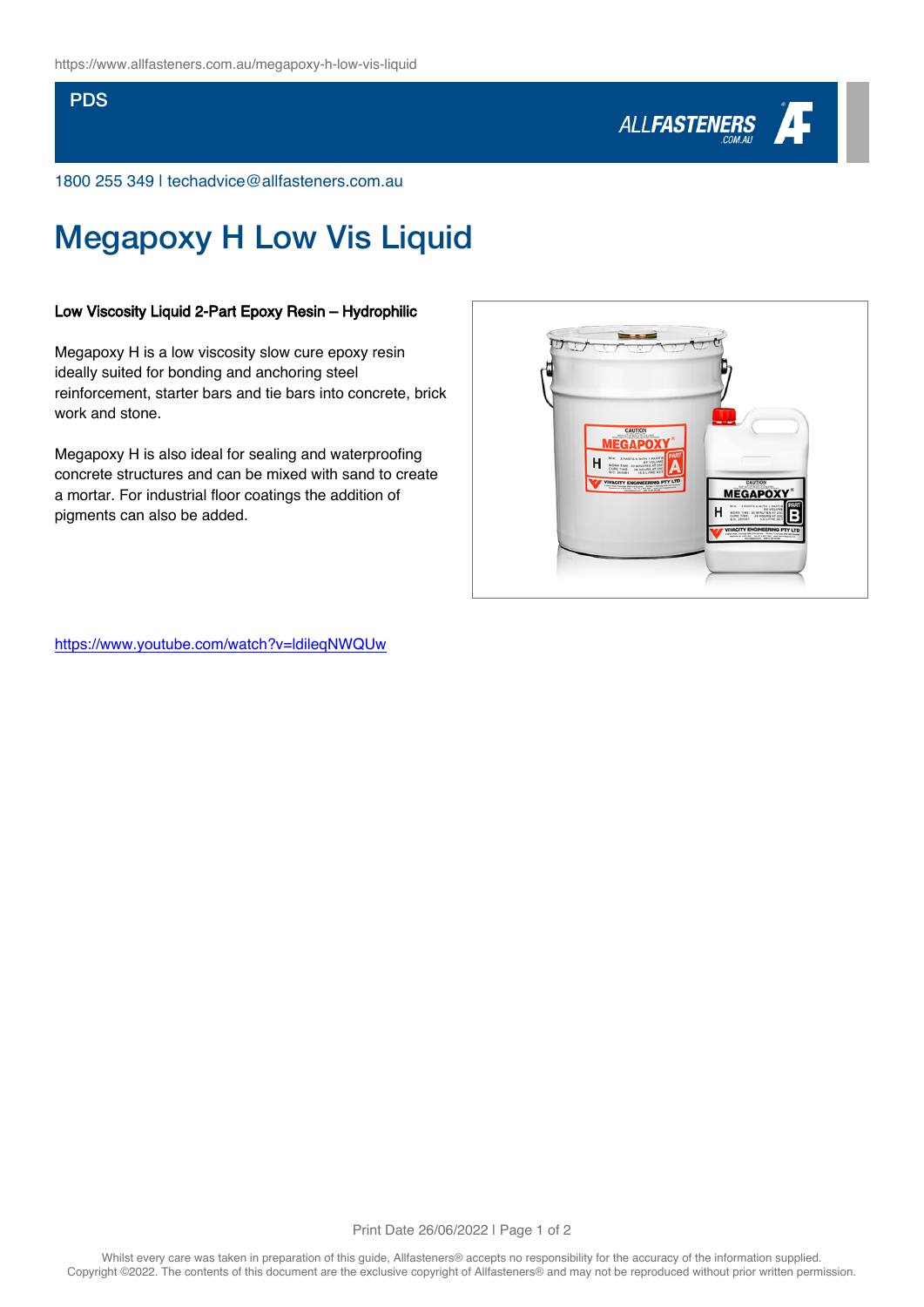PDS

1800 255 349 | techadvice@allfasteners.com.au

# Megapoxy H Low Vis Liquid

**Low Viscosity Liquid 2-Part Epoxy Resin – Hydrophilic**

Megapoxy H is a low viscosity slow cure epoxy resin ideally suited for bonding and anchoring steel reinforcement, starter bars and tie bars into concrete, brick work and stone.

Megapoxy H is also ideal for sealing and waterproofing concrete structures and can be mixed with sand to create a mortar. For industrial floor coatings the addition of pigments can also be added.

https://www.youtube.com/watch?v=ldileqNWQUw

Whilst every care was taken in preparation of this guide, Allfasteners® accepts no responsibility for the accuracy of the information supplied. Copyright ©2022. The contents of this document are the exclusive copyright of Allfasteners® and may not be reproduced without prior written permission.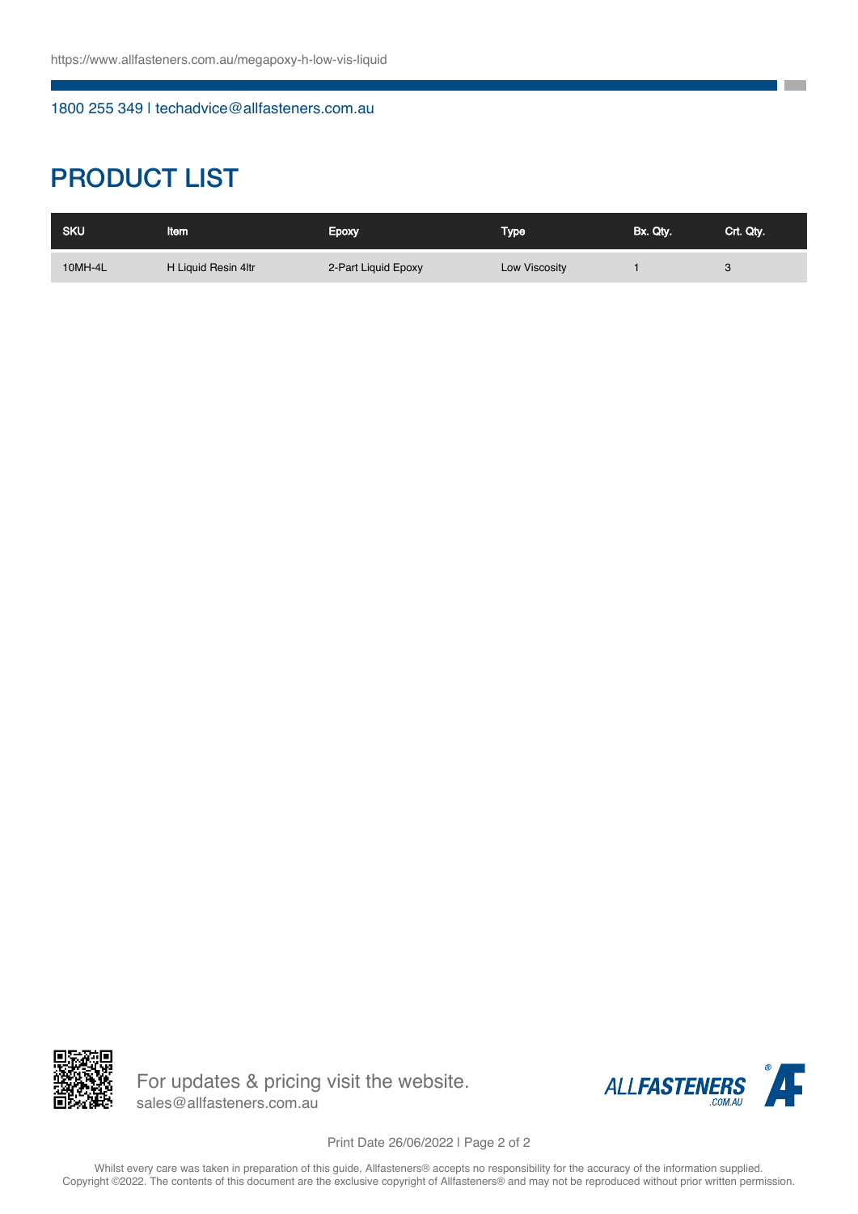https://www.allfasteners.com.au/megapoxy-h-low-vis-liquid

1800 255 349 | techadvice@allfasteners.com.au

# PRODUCT LIST

| SKU | Item | Epoxy | Type | Bx. Qty. | Crt. Qty. |
|---|---|---|---|---|---|
| 10MH-4L | H Liquid Resin 4ltr | 2-Part Liquid Epoxy | Low Viscosity | 1 | 3 |

For updates & pricing visit the website.
sales@allfasteners.com.au

Print Date 26/06/2022

Whilst every care was taken in preparation of this guide, Allfasteners® accepts no responsibility for the accuracy of the information supplied.
Copyright ©2022. The contents of this document are the exclusive copyright of Allfasteners® and may not be reproduced without prior written permission.